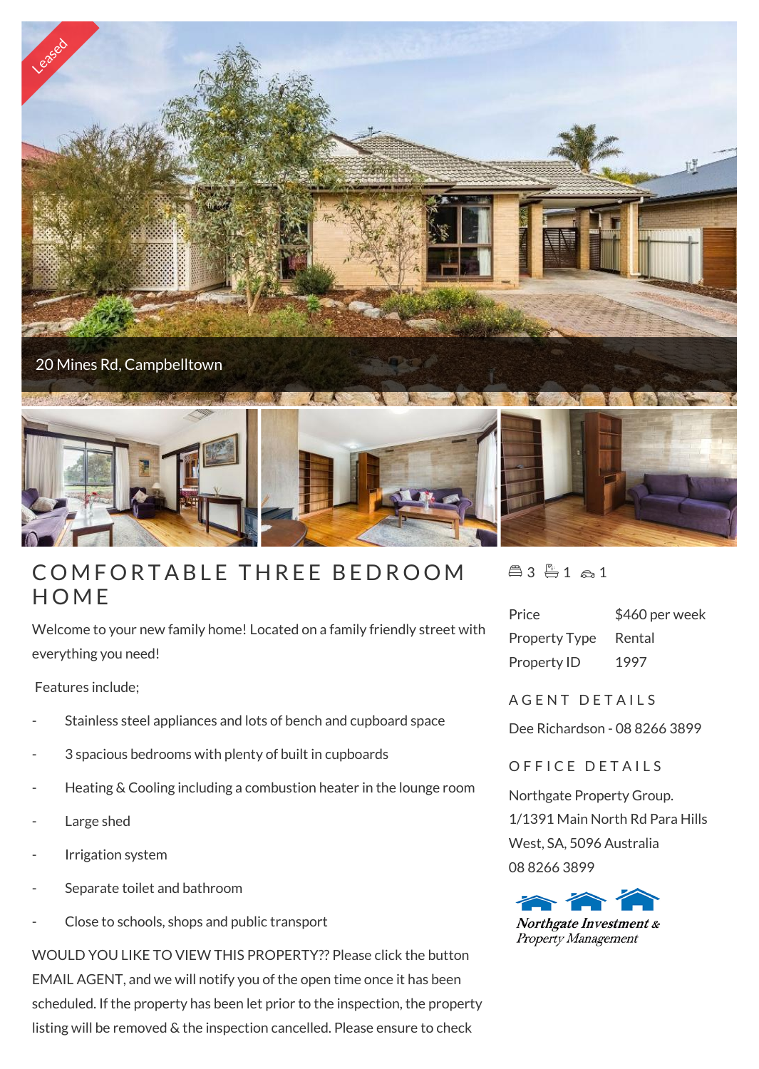Leased

20 Mines Rd, Campbelltown

# COMFORTABLE THREE BEDROOM HOME

Welcome to your new family home! Located on a family friendly street with everything you need!

Features include;

- Stainless steel appliances and lots of bench and cupboard space
- 3 spacious bedrooms with plenty of built in cupboards
- Heating & Cooling including a combustion heater in the lounge room
- Large shed
- Irrigation system
- Separate toilet and bathroom
- Close to schools, shops and public transport

WOULD YOU LIKE TO VIEW THIS PROPERTY?? Please click the button EMAIL AGENT, and we will notify you of the open time once it has been scheduled. If the property has been let prior to the inspection, the property listing will be removed & the inspection cancelled. Please ensure to check

3 1 1

| Price | $460 per week |
| --- | --- |
| Property Type | Rental |
| Property ID | 1997 |

## AGENT DETAILS

Dee Richardson - 08 8266 3899

## OFFICE DETAILS

Northgate Property Group.
1/1391 Main North Rd Para Hills West, SA, 5096 Australia
08 8266 3899

*Northgate Investment & Property Management*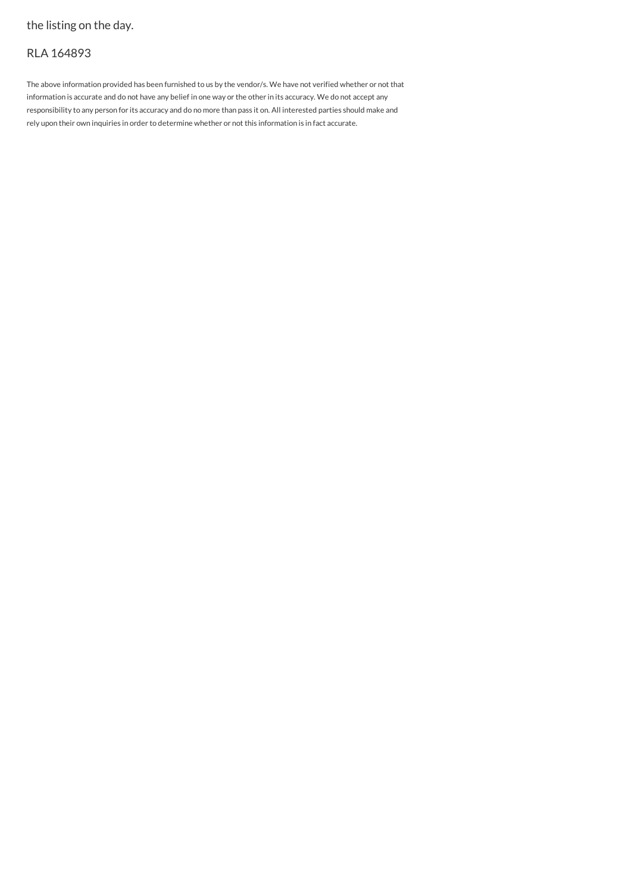the listing on the day.

RLA 164893

The above information provided has been furnished to us by the vendor/s. We have not verified whether or not that information is accurate and do not have any belief in one way or the other in its accuracy. We do not accept any responsibility to any person for its accuracy and do no more than pass it on. All interested parties should make and rely upon their own inquiries in order to determine whether or not this information is in fact accurate.